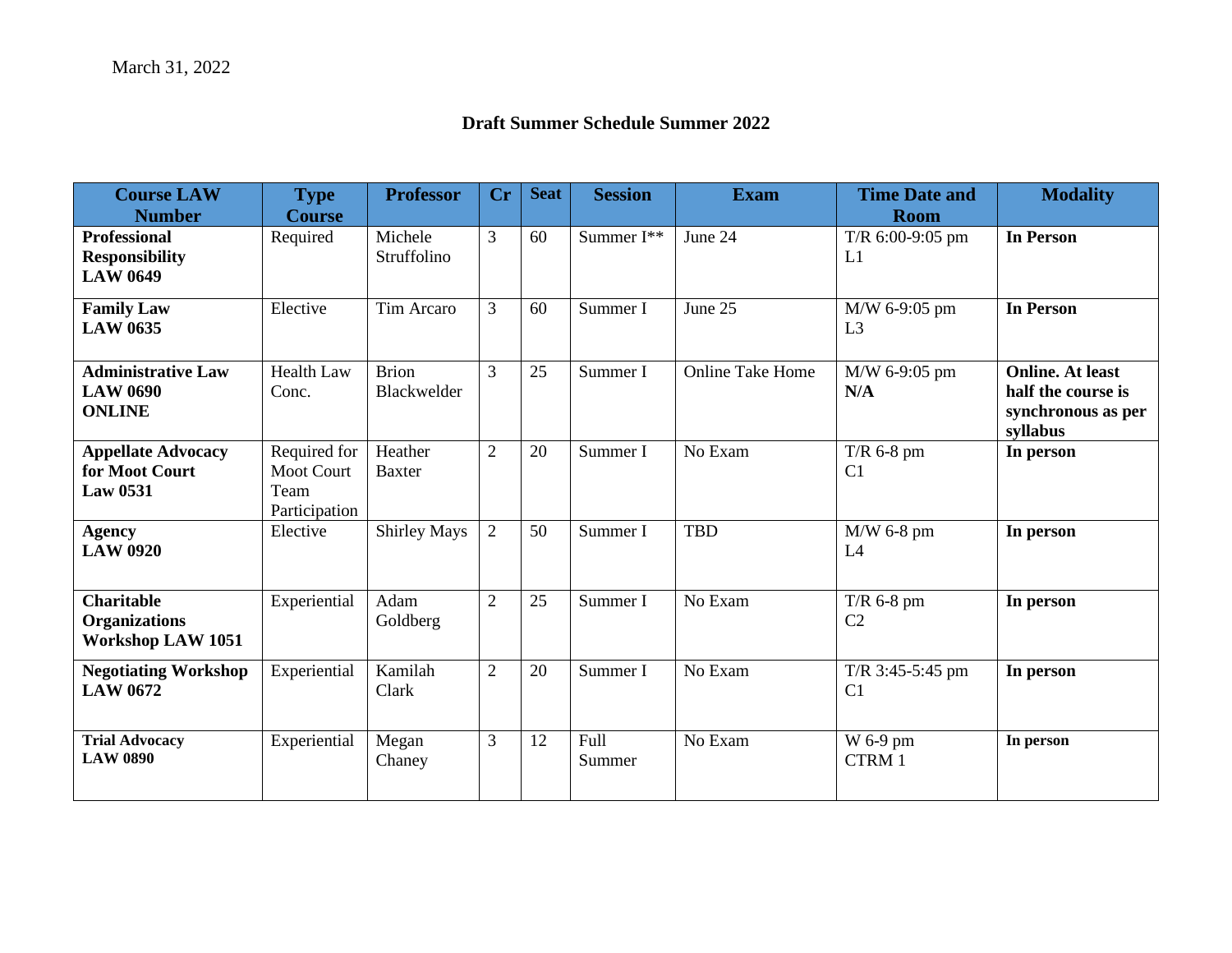March 31, 2022

## Draft Summer Schedule Summer 2022

| Course LAW Number | Type Course | Professor | Cr | Seat | Session | Exam | Time Date and Room | Modality |
|---|---|---|---|---|---|---|---|---|
| **Professional Responsibility LAW 0649** | Required | Michele Struffolino | 3 | 60 | Summer I** | June 24 | T/R 6:00-9:05 pm L1 | **In Person** |
| **Family Law LAW 0635** | Elective | Tim Arcaro | 3 | 60 | Summer I | June 25 | M/W 6-9:05 pm L3 | **In Person** |
| **Administrative Law LAW 0690 ONLINE** | Health Law Conc. | Brion Blackwelder | 3 | 25 | Summer I | Online Take Home | M/W 6-9:05 pm **N/A** | **Online. At least half the course is synchronous as per syllabus** |
| **Appellate Advocacy for Moot Court Law 0531** | Required for Moot Court Team Participation | Heather Baxter | 2 | 20 | Summer I | No Exam | T/R 6-8 pm C1 | **In person** |
| **Agency LAW 0920** | Elective | Shirley Mays | 2 | 50 | Summer I | TBD | M/W 6-8 pm L4 | **In person** |
| **Charitable Organizations Workshop LAW 1051** | Experiential | Adam Goldberg | 2 | 25 | Summer I | No Exam | T/R 6-8 pm C2 | **In person** |
| **Negotiating Workshop LAW 0672** | Experiential | Kamilah Clark | 2 | 20 | Summer I | No Exam | T/R 3:45-5:45 pm C1 | **In person** |
| **Trial Advocacy LAW 0890** | Experiential | Megan Chaney | 3 | 12 | Full Summer | No Exam | W 6-9 pm CTRM 1 | **In person** |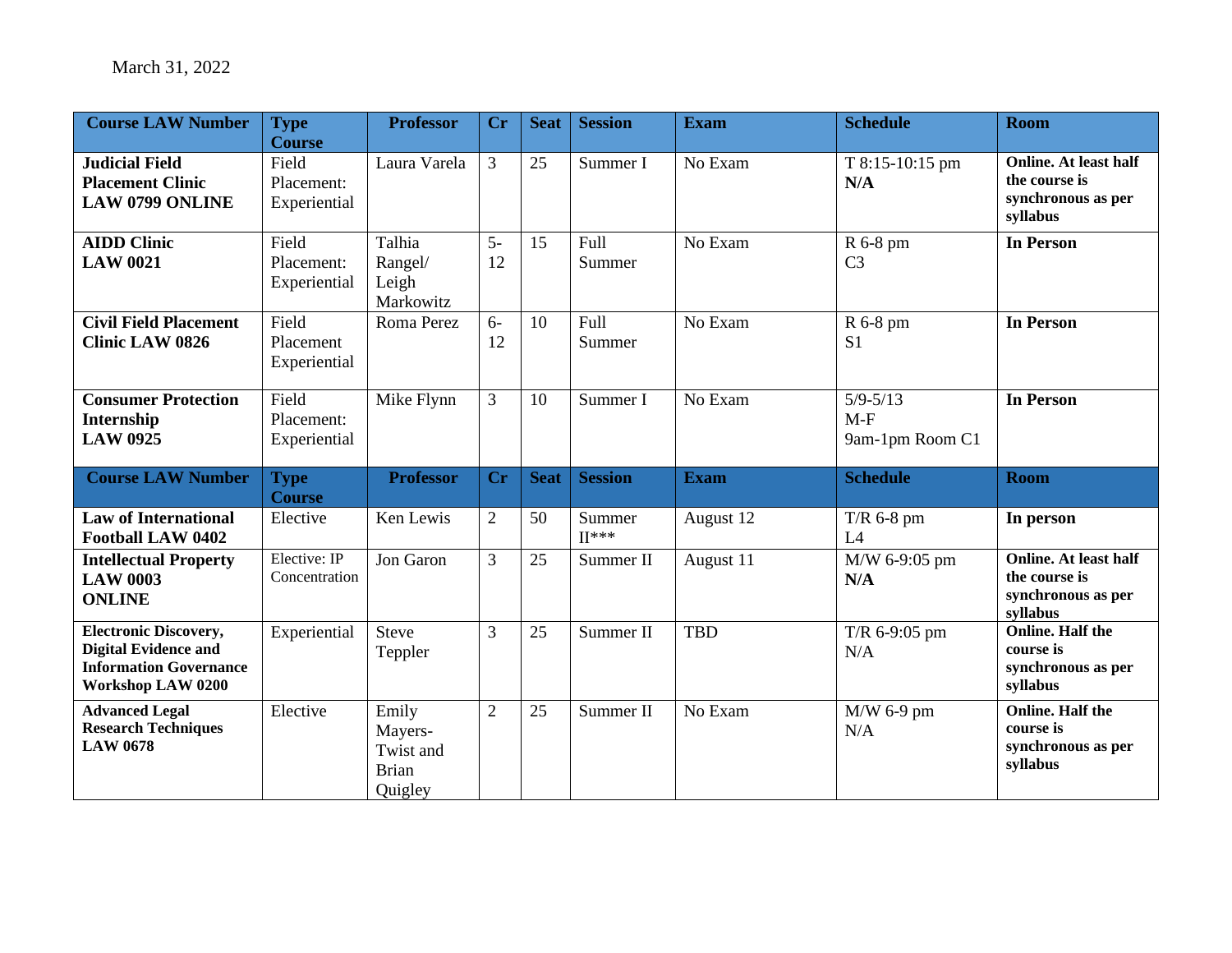March 31, 2022

| Course LAW Number | Type Course | Professor | Cr | Seat | Session | Exam | Schedule | Room |
|---|---|---|---|---|---|---|---|---|
| **Judicial Field Placement Clinic LAW 0799 ONLINE** | Field Placement: Experiential | Laura Varela | 3 | 25 | Summer I | No Exam | T 8:15-10:15 pm **N/A** | **Online. At least half the course is synchronous as per syllabus** |
| **AIDD Clinic LAW 0021** | Field Placement: Experiential | Talhia Rangel/ Leigh Markowitz | 5-12 | 15 | Full Summer | No Exam | R 6-8 pm C3 | **In Person** |
| **Civil Field Placement Clinic LAW 0826** | Field Placement Experiential | Roma Perez | 6-12 | 10 | Full Summer | No Exam | R 6-8 pm S1 | **In Person** |
| **Consumer Protection Internship LAW 0925** | Field Placement: Experiential | Mike Flynn | 3 | 10 | Summer I | No Exam | 5/9-5/13 M-F 9am-1pm Room C1 | **In Person** |
| **Course LAW Number** | **Type Course** | **Professor** | **Cr** | **Seat** | **Session** | **Exam** | **Schedule** | **Room** |
| **Law of International Football LAW 0402** | Elective | Ken Lewis | 2 | 50 | Summer II*** | August 12 | T/R 6-8 pm L4 | **In person** |
| **Intellectual Property LAW 0003 ONLINE** | Elective: IP Concentration | Jon Garon | 3 | 25 | Summer II | August 11 | M/W 6-9:05 pm **N/A** | **Online. At least half the course is synchronous as per syllabus** |
| **Electronic Discovery, Digital Evidence and Information Governance Workshop LAW 0200** | Experiential | Steve Teppler | 3 | 25 | Summer II | TBD | T/R 6-9:05 pm N/A | **Online. Half the course is synchronous as per syllabus** |
| **Advanced Legal Research Techniques LAW 0678** | Elective | Emily Mayers-Twist and Brian Quigley | 2 | 25 | Summer II | No Exam | M/W 6-9 pm N/A | **Online. Half the course is synchronous as per syllabus** |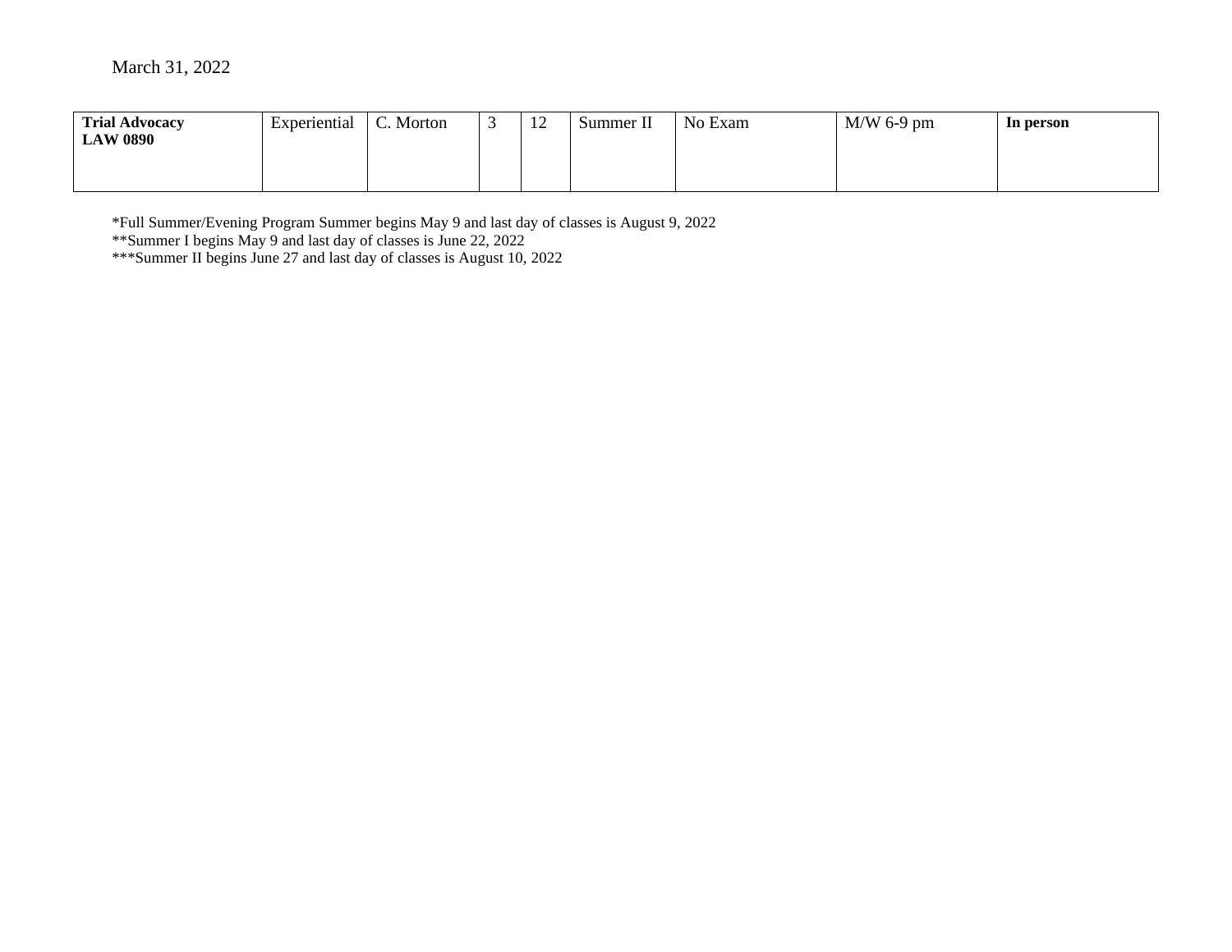March 31, 2022

| | | | | | | | | |
|---|---|---|---|---|---|---|---|---|
| **Trial Advocacy LAW 0890** | Experiential | C. Morton | 3 | 12 | Summer II | No Exam | M/W 6-9 pm | **In person** |

*Full Summer/Evening Program Summer begins May 9 and last day of classes is August 9, 2022
**Summer I begins May 9 and last day of classes is June 22, 2022
***Summer II begins June 27 and last day of classes is August 10, 2022